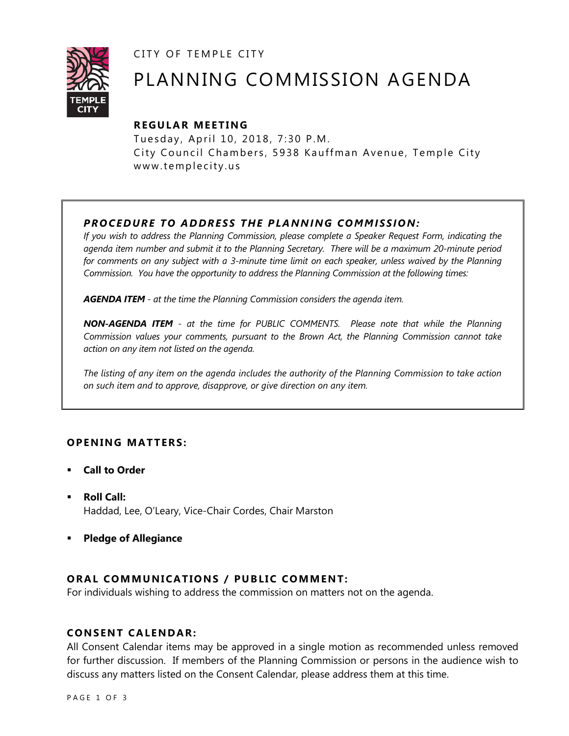CITY OF TEMPLE CITY

# PLANNING COMMISSION AGENDA

## REGULAR MEETING

Tuesday, April 10, 2018, 7:30 P.M.
City Council Chambers, 5938 Kauffman Avenue, Temple City
www.templecity.us

### *PROCEDURE TO ADDRESS THE PLANNING COMMISSION:*

*If you wish to address the Planning Commission, please complete a Speaker Request Form, indicating the agenda item number and submit it to the Planning Secretary. There will be a maximum 20-minute period for comments on any subject with a 3-minute time limit on each speaker, unless waived by the Planning Commission. You have the opportunity to address the Planning Commission at the following times:*

***AGENDA ITEM** - at the time the Planning Commission considers the agenda item.*

***NON-AGENDA ITEM** - at the time for PUBLIC COMMENTS. Please note that while the Planning Commission values your comments, pursuant to the Brown Act, the Planning Commission cannot take action on any item not listed on the agenda.*

*The listing of any item on the agenda includes the authority of the Planning Commission to take action on such item and to approve, disapprove, or give direction on any item.*

### OPENING MATTERS:

- **Call to Order**
- **Roll Call:**
  Haddad, Lee, O'Leary, Vice-Chair Cordes, Chair Marston
- **Pledge of Allegiance**

### ORAL COMMUNICATIONS / PUBLIC COMMENT:

For individuals wishing to address the commission on matters not on the agenda.

### CONSENT CALENDAR:

All Consent Calendar items may be approved in a single motion as recommended unless removed for further discussion. If members of the Planning Commission or persons in the audience wish to discuss any matters listed on the Consent Calendar, please address them at this time.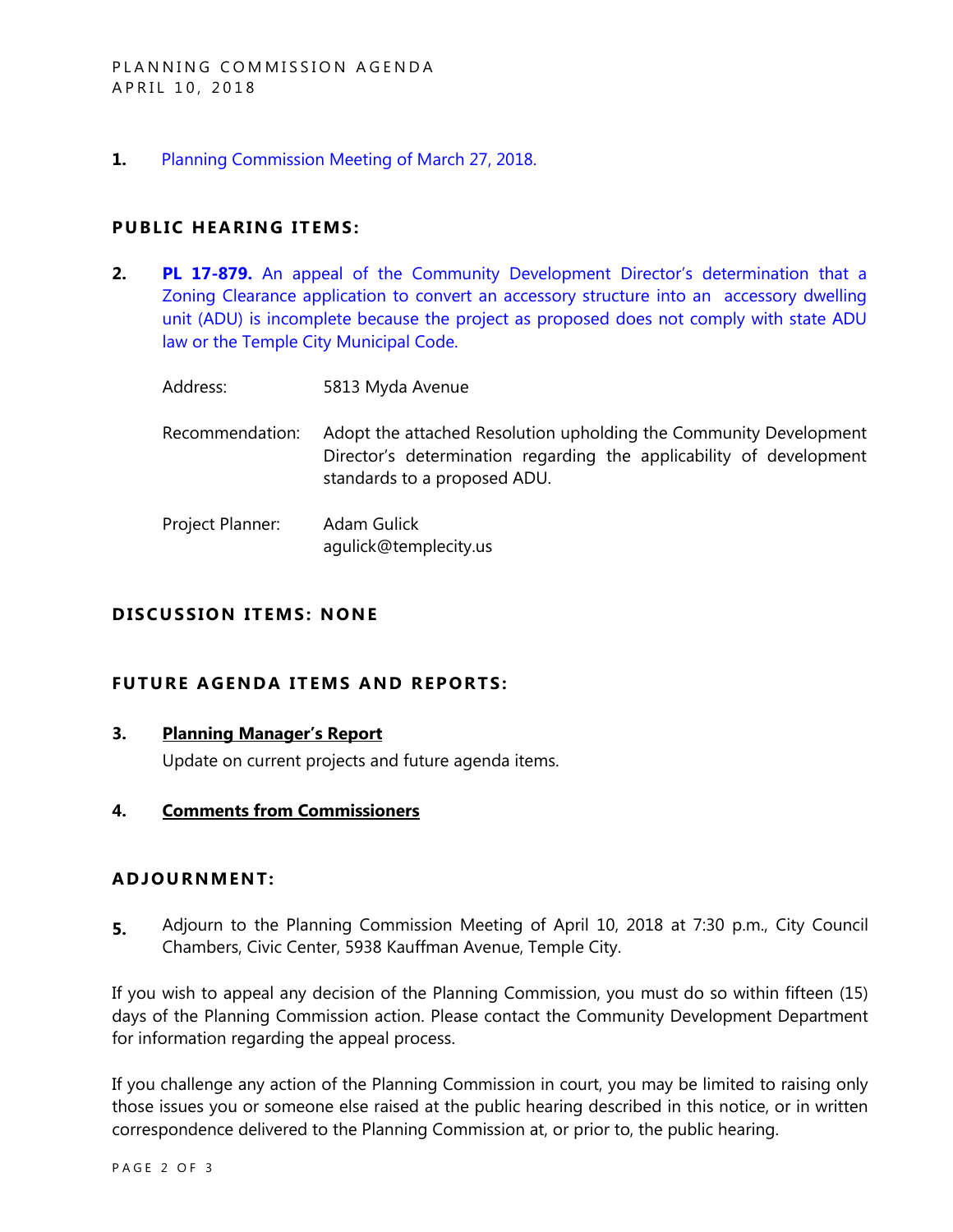1. Planning Commission Meeting of March 27, 2018.

## PUBLIC HEARING ITEMS:

2. **PL 17-879.** An appeal of the Community Development Director's determination that a Zoning Clearance application to convert an accessory structure into an accessory dwelling unit (ADU) is incomplete because the project as proposed does not comply with state ADU law or the Temple City Municipal Code.

   Address: 5813 Myda Avenue

   Recommendation: Adopt the attached Resolution upholding the Community Development Director's determination regarding the applicability of development standards to a proposed ADU.

   Project Planner: Adam Gulick
   agulick@templecity.us

## DISCUSSION ITEMS: NONE

## FUTURE AGENDA ITEMS AND REPORTS:

3. **Planning Manager's Report**

   Update on current projects and future agenda items.

4. **Comments from Commissioners**

## ADJOURNMENT:

5. Adjourn to the Planning Commission Meeting of April 10, 2018 at 7:30 p.m., City Council Chambers, Civic Center, 5938 Kauffman Avenue, Temple City.

If you wish to appeal any decision of the Planning Commission, you must do so within fifteen (15) days of the Planning Commission action. Please contact the Community Development Department for information regarding the appeal process.

If you challenge any action of the Planning Commission in court, you may be limited to raising only those issues you or someone else raised at the public hearing described in this notice, or in written correspondence delivered to the Planning Commission at, or prior to, the public hearing.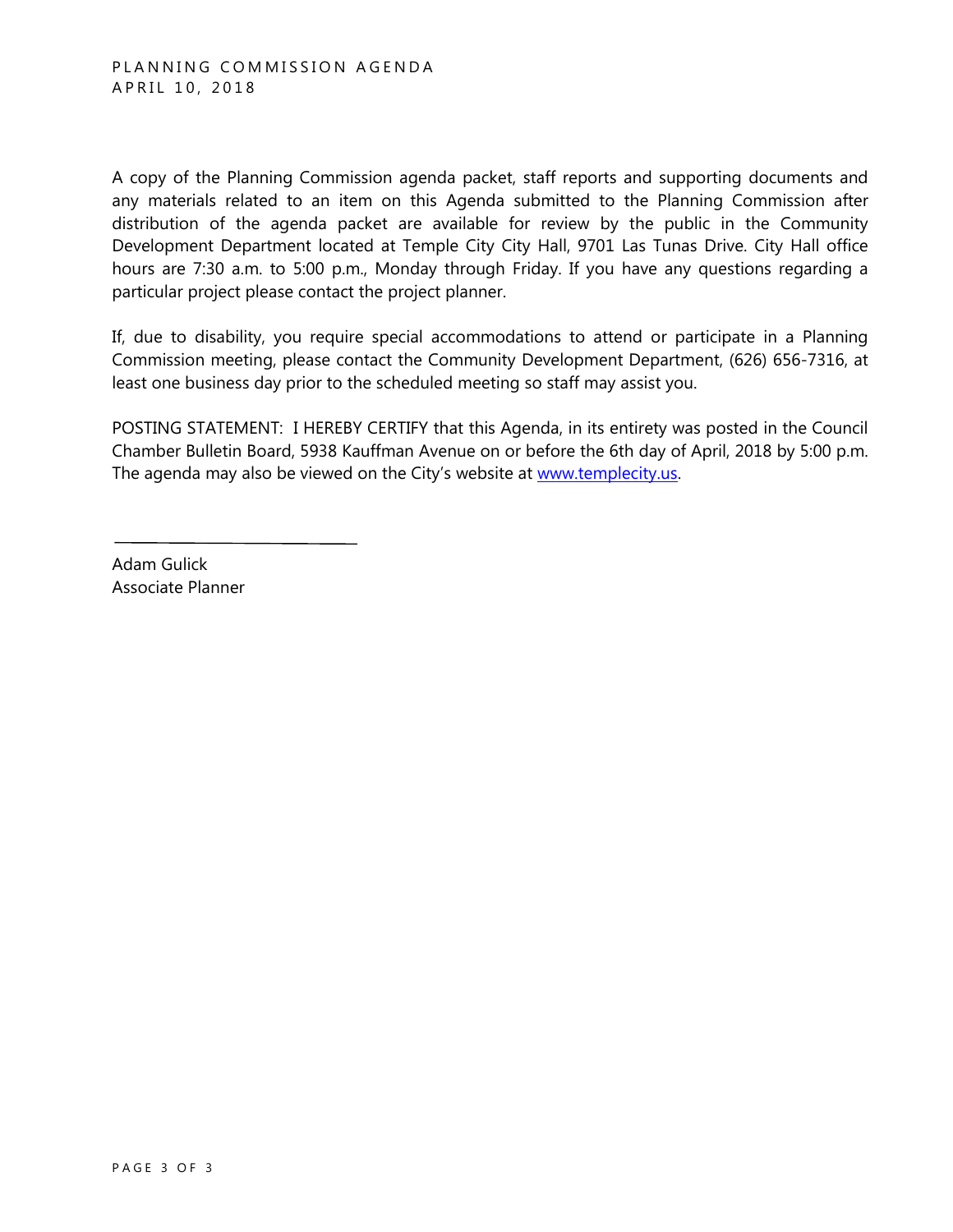A copy of the Planning Commission agenda packet, staff reports and supporting documents and any materials related to an item on this Agenda submitted to the Planning Commission after distribution of the agenda packet are available for review by the public in the Community Development Department located at Temple City City Hall, 9701 Las Tunas Drive. City Hall office hours are 7:30 a.m. to 5:00 p.m., Monday through Friday. If you have any questions regarding a particular project please contact the project planner.

If, due to disability, you require special accommodations to attend or participate in a Planning Commission meeting, please contact the Community Development Department, (626) 656-7316, at least one business day prior to the scheduled meeting so staff may assist you.

POSTING STATEMENT: I HEREBY CERTIFY that this Agenda, in its entirety was posted in the Council Chamber Bulletin Board, 5938 Kauffman Avenue on or before the 6th day of April, 2018 by 5:00 p.m. The agenda may also be viewed on the City's website at www.templecity.us.

\_\_\_\_\_\_\_\_\_\_\_\_\_\_\_\_\_\_\_\_\_\_\_\_\_\_\_\_\_\_

Adam Gulick
Associate Planner